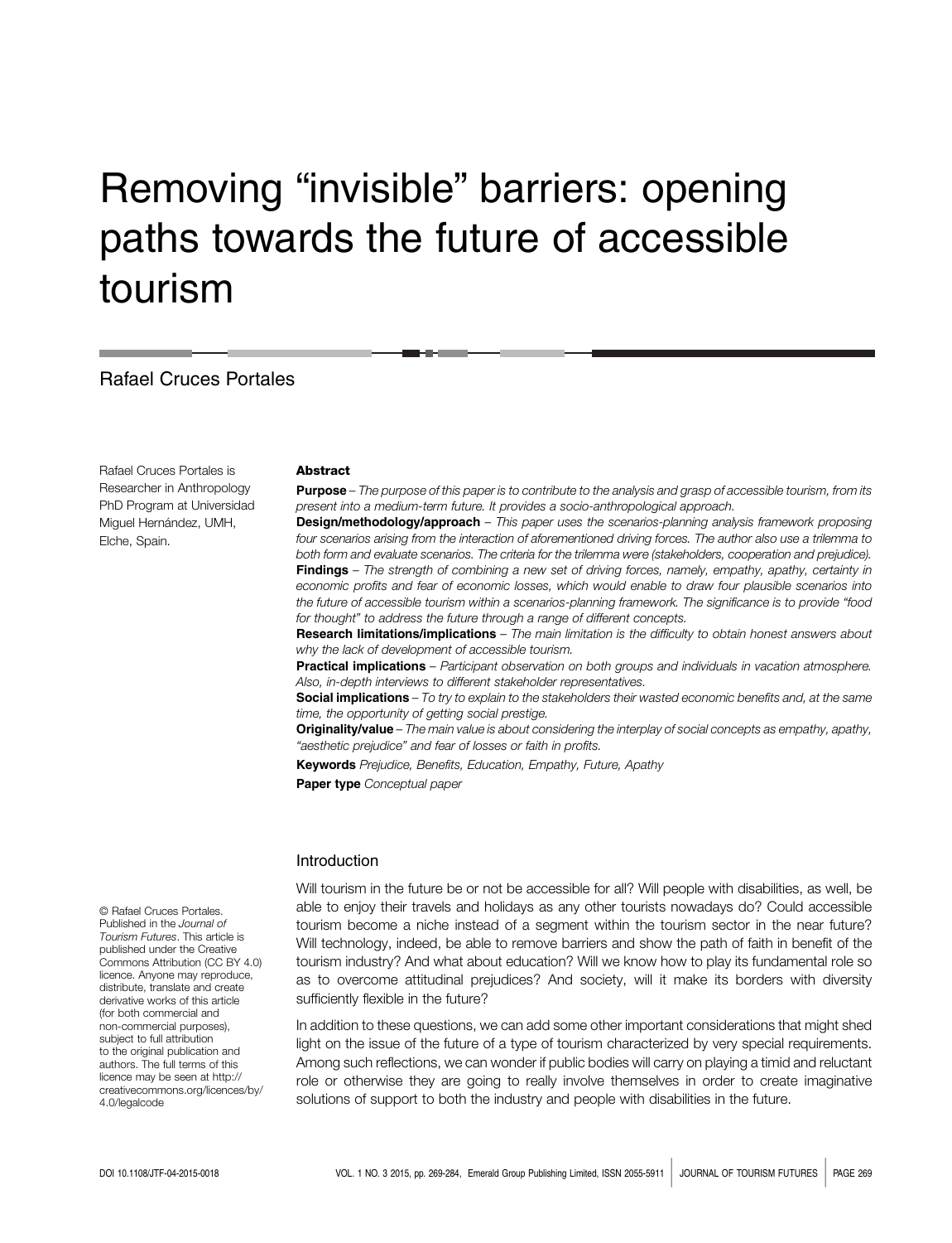# Removing "invisible" barriers: opening paths towards the future of accessible tourism

Rafael Cruces Portales

Rafael Cruces Portales is Researcher in Anthropology PhD Program at Universidad Miguel Hernández, UMH, Elche, Spain.

## Abstract

**Purpose** – *The purpose of this paper is to contribute to the analysis and grasp of accessible tourism, from its present into a medium-term future. It provides a socio-anthropological approach.*

**Design/methodology/approach** – *This paper uses the scenarios-planning analysis framework proposing four scenarios arising from the interaction of aforementioned driving forces. The author also use a trilemma to both form and evaluate scenarios. The criteria for the trilemma were (stakeholders, cooperation and prejudice).*

**Findings** – *The strength of combining a new set of driving forces, namely, empathy, apathy, certainty in economic profits and fear of economic losses, which would enable to draw four plausible scenarios into the future of accessible tourism within a scenarios-planning framework. The significance is to provide "food for thought" to address the future through a range of different concepts.*

**Research limitations/implications** – *The main limitation is the difficulty to obtain honest answers about why the lack of development of accessible tourism.*

**Practical implications** – *Participant observation on both groups and individuals in vacation atmosphere. Also, in-depth interviews to different stakeholder representatives.*

**Social implications** – *To try to explain to the stakeholders their wasted economic benefits and, at the same time, the opportunity of getting social prestige.*

**Originality/value** – *The main value is about considering the interplay of social concepts as empathy, apathy, "aesthetic prejudice" and fear of losses or faith in profits.*

**Keywords** *Prejudice, Benefits, Education, Empathy, Future, Apathy*

**Paper type** *Conceptual paper*

## Introduction

Will tourism in the future be or not be accessible for all? Will people with disabilities, as well, be able to enjoy their travels and holidays as any other tourists nowadays do? Could accessible tourism become a niche instead of a segment within the tourism sector in the near future? Will technology, indeed, be able to remove barriers and show the path of faith in benefit of the tourism industry? And what about education? Will we know how to play its fundamental role so as to overcome attitudinal prejudices? And society, will it make its borders with diversity sufficiently flexible in the future?

In addition to these questions, we can add some other important considerations that might shed light on the issue of the future of a type of tourism characterized by very special requirements. Among such reflections, we can wonder if public bodies will carry on playing a timid and reluctant role or otherwise they are going to really involve themselves in order to create imaginative solutions of support to both the industry and people with disabilities in the future.

© Rafael Cruces Portales. Published in the *Journal of Tourism Futures*. This article is published under the Creative Commons Attribution (CC BY 4.0) licence. Anyone may reproduce, distribute, translate and create derivative works of this article (for both commercial and non-commercial purposes), subject to full attribution to the original publication and authors. The full terms of this licence may be seen at http://creativecommons.org/licences/by/4.0/legalcode

DOI 10.1108/JTF-04-2015-0018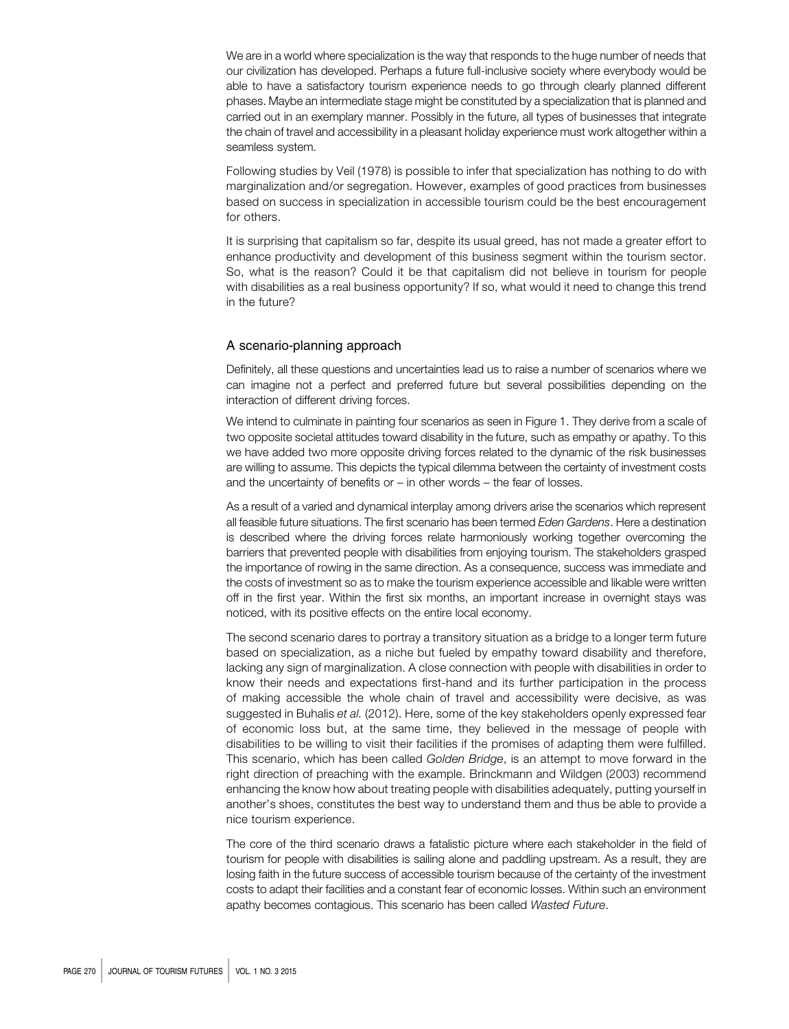We are in a world where specialization is the way that responds to the huge number of needs that our civilization has developed. Perhaps a future full-inclusive society where everybody would be able to have a satisfactory tourism experience needs to go through clearly planned different phases. Maybe an intermediate stage might be constituted by a specialization that is planned and carried out in an exemplary manner. Possibly in the future, all types of businesses that integrate the chain of travel and accessibility in a pleasant holiday experience must work altogether within a seamless system.

Following studies by Veil (1978) is possible to infer that specialization has nothing to do with marginalization and/or segregation. However, examples of good practices from businesses based on success in specialization in accessible tourism could be the best encouragement for others.

It is surprising that capitalism so far, despite its usual greed, has not made a greater effort to enhance productivity and development of this business segment within the tourism sector. So, what is the reason? Could it be that capitalism did not believe in tourism for people with disabilities as a real business opportunity? If so, what would it need to change this trend in the future?

## A scenario-planning approach

Definitely, all these questions and uncertainties lead us to raise a number of scenarios where we can imagine not a perfect and preferred future but several possibilities depending on the interaction of different driving forces.

We intend to culminate in painting four scenarios as seen in Figure 1. They derive from a scale of two opposite societal attitudes toward disability in the future, such as empathy or apathy. To this we have added two more opposite driving forces related to the dynamic of the risk businesses are willing to assume. This depicts the typical dilemma between the certainty of investment costs and the uncertainty of benefits or – in other words – the fear of losses.

As a result of a varied and dynamical interplay among drivers arise the scenarios which represent all feasible future situations. The first scenario has been termed *Eden Gardens*. Here a destination is described where the driving forces relate harmoniously working together overcoming the barriers that prevented people with disabilities from enjoying tourism. The stakeholders grasped the importance of rowing in the same direction. As a consequence, success was immediate and the costs of investment so as to make the tourism experience accessible and likable were written off in the first year. Within the first six months, an important increase in overnight stays was noticed, with its positive effects on the entire local economy.

The second scenario dares to portray a transitory situation as a bridge to a longer term future based on specialization, as a niche but fueled by empathy toward disability and therefore, lacking any sign of marginalization. A close connection with people with disabilities in order to know their needs and expectations first-hand and its further participation in the process of making accessible the whole chain of travel and accessibility were decisive, as was suggested in Buhalis *et al.* (2012). Here, some of the key stakeholders openly expressed fear of economic loss but, at the same time, they believed in the message of people with disabilities to be willing to visit their facilities if the promises of adapting them were fulfilled. This scenario, which has been called *Golden Bridge*, is an attempt to move forward in the right direction of preaching with the example. Brinckmann and Wildgen (2003) recommend enhancing the know how about treating people with disabilities adequately, putting yourself in another's shoes, constitutes the best way to understand them and thus be able to provide a nice tourism experience.

The core of the third scenario draws a fatalistic picture where each stakeholder in the field of tourism for people with disabilities is sailing alone and paddling upstream. As a result, they are losing faith in the future success of accessible tourism because of the certainty of the investment costs to adapt their facilities and a constant fear of economic losses. Within such an environment apathy becomes contagious. This scenario has been called *Wasted Future*.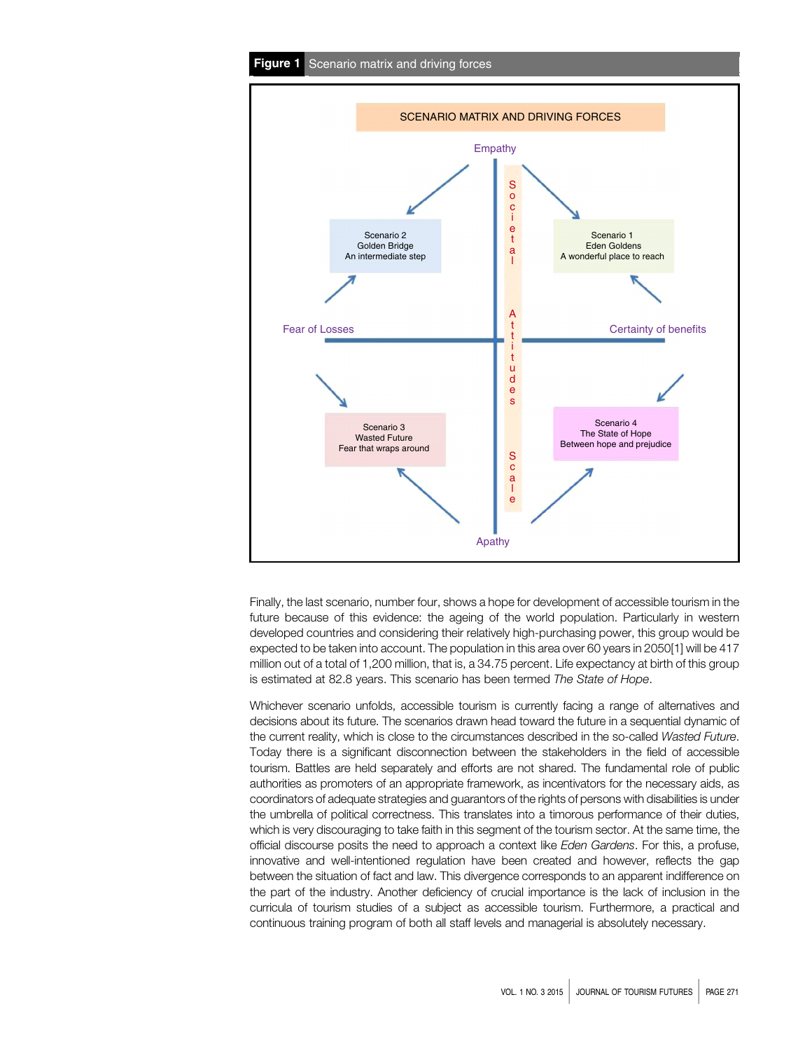**Figure 1** Scenario matrix and driving forces

SCENARIO MATRIX AND DRIVING FORCES

Empathy

Scenario 2
Golden Bridge
An intermediate step

Scenario 1
Eden Goldens
A wonderful place to reach

Fear of Losses

Certainty of benefits

Societal Attitudes Scale

Scenario 3
Wasted Future
Fear that wraps around

Scenario 4
The State of Hope
Between hope and prejudice

Apathy

Finally, the last scenario, number four, shows a hope for development of accessible tourism in the future because of this evidence: the ageing of the world population. Particularly in western developed countries and considering their relatively high-purchasing power, this group would be expected to be taken into account. The population in this area over 60 years in 2050[1] will be 417 million out of a total of 1,200 million, that is, a 34.75 percent. Life expectancy at birth of this group is estimated at 82.8 years. This scenario has been termed *The State of Hope*.

Whichever scenario unfolds, accessible tourism is currently facing a range of alternatives and decisions about its future. The scenarios drawn head toward the future in a sequential dynamic of the current reality, which is close to the circumstances described in the so-called *Wasted Future*. Today there is a significant disconnection between the stakeholders in the field of accessible tourism. Battles are held separately and efforts are not shared. The fundamental role of public authorities as promoters of an appropriate framework, as incentivators for the necessary aids, as coordinators of adequate strategies and guarantors of the rights of persons with disabilities is under the umbrella of political correctness. This translates into a timorous performance of their duties, which is very discouraging to take faith in this segment of the tourism sector. At the same time, the official discourse posits the need to approach a context like *Eden Gardens*. For this, a profuse, innovative and well-intentioned regulation have been created and however, reflects the gap between the situation of fact and law. This divergence corresponds to an apparent indifference on the part of the industry. Another deficiency of crucial importance is the lack of inclusion in the curricula of tourism studies of a subject as accessible tourism. Furthermore, a practical and continuous training program of both all staff levels and managerial is absolutely necessary.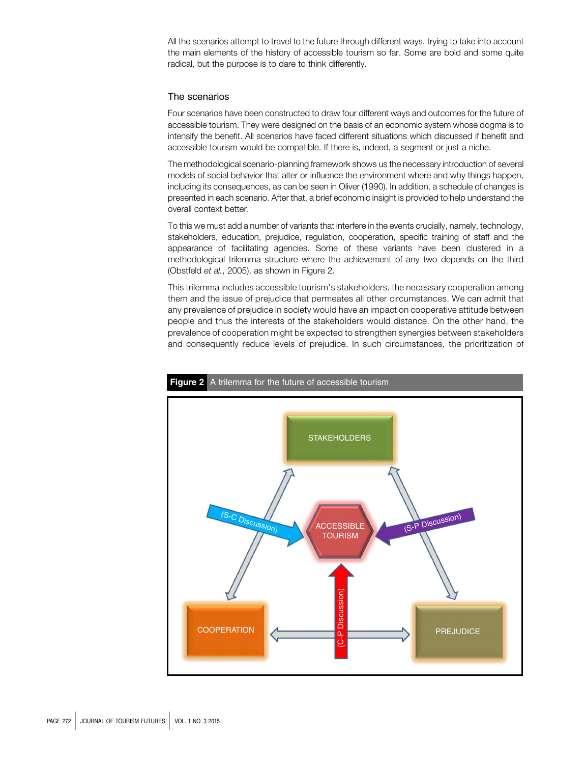All the scenarios attempt to travel to the future through different ways, trying to take into account the main elements of the history of accessible tourism so far. Some are bold and some quite radical, but the purpose is to dare to think differently.

## The scenarios

Four scenarios have been constructed to draw four different ways and outcomes for the future of accessible tourism. They were designed on the basis of an economic system whose dogma is to intensify the benefit. All scenarios have faced different situations which discussed if benefit and accessible tourism would be compatible. If there is, indeed, a segment or just a niche.

The methodological scenario-planning framework shows us the necessary introduction of several models of social behavior that alter or influence the environment where and why things happen, including its consequences, as can be seen in Oliver (1990). In addition, a schedule of changes is presented in each scenario. After that, a brief economic insight is provided to help understand the overall context better.

To this we must add a number of variants that interfere in the events crucially, namely, technology, stakeholders, education, prejudice, regulation, cooperation, specific training of staff and the appearance of facilitating agencies. Some of these variants have been clustered in a methodological trilemma structure where the achievement of any two depends on the third (Obstfeld *et al.*, 2005), as shown in Figure 2.

This trilemma includes accessible tourism's stakeholders, the necessary cooperation among them and the issue of prejudice that permeates all other circumstances. We can admit that any prevalence of prejudice in society would have an impact on cooperative attitude between people and thus the interests of the stakeholders would distance. On the other hand, the prevalence of cooperation might be expected to strengthen synergies between stakeholders and consequently reduce levels of prejudice. In such circumstances, the prioritization of

**Figure 2** A trilemma for the future of accessible tourism

STAKEHOLDERS

(S-C Discussion)

ACCESSIBLE TOURISM

(S-P Discussion)

COOPERATION

(C-P Discussion)

PREJUDICE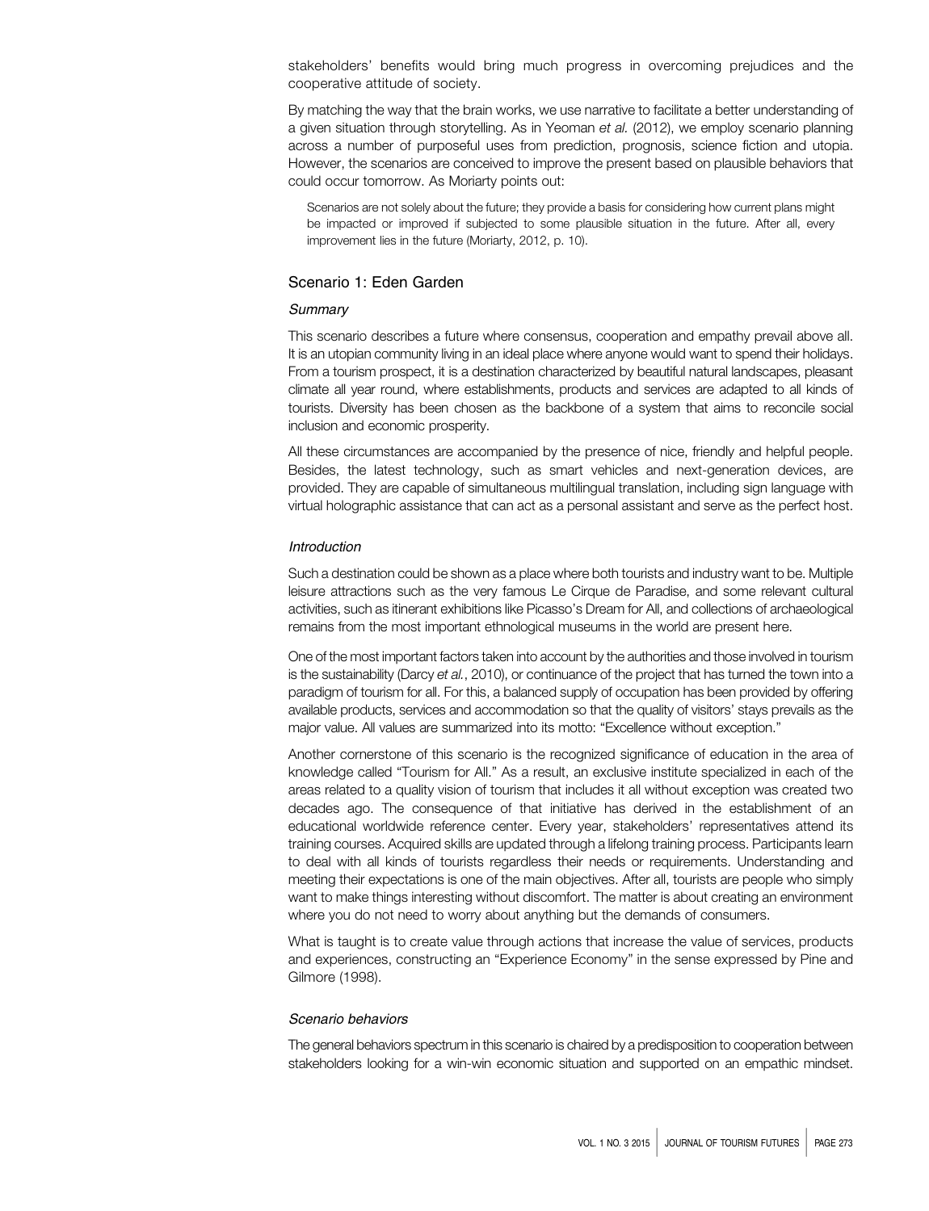stakeholders' benefits would bring much progress in overcoming prejudices and the cooperative attitude of society.

By matching the way that the brain works, we use narrative to facilitate a better understanding of a given situation through storytelling. As in Yeoman *et al.* (2012), we employ scenario planning across a number of purposeful uses from prediction, prognosis, science fiction and utopia. However, the scenarios are conceived to improve the present based on plausible behaviors that could occur tomorrow. As Moriarty points out:

> Scenarios are not solely about the future; they provide a basis for considering how current plans might be impacted or improved if subjected to some plausible situation in the future. After all, every improvement lies in the future (Moriarty, 2012, p. 10).

## Scenario 1: Eden Garden

### *Summary*

This scenario describes a future where consensus, cooperation and empathy prevail above all. It is an utopian community living in an ideal place where anyone would want to spend their holidays. From a tourism prospect, it is a destination characterized by beautiful natural landscapes, pleasant climate all year round, where establishments, products and services are adapted to all kinds of tourists. Diversity has been chosen as the backbone of a system that aims to reconcile social inclusion and economic prosperity.

All these circumstances are accompanied by the presence of nice, friendly and helpful people. Besides, the latest technology, such as smart vehicles and next-generation devices, are provided. They are capable of simultaneous multilingual translation, including sign language with virtual holographic assistance that can act as a personal assistant and serve as the perfect host.

### *Introduction*

Such a destination could be shown as a place where both tourists and industry want to be. Multiple leisure attractions such as the very famous Le Cirque de Paradise, and some relevant cultural activities, such as itinerant exhibitions like Picasso's Dream for All, and collections of archaeological remains from the most important ethnological museums in the world are present here.

One of the most important factors taken into account by the authorities and those involved in tourism is the sustainability (Darcy *et al.*, 2010), or continuance of the project that has turned the town into a paradigm of tourism for all. For this, a balanced supply of occupation has been provided by offering available products, services and accommodation so that the quality of visitors' stays prevails as the major value. All values are summarized into its motto: "Excellence without exception."

Another cornerstone of this scenario is the recognized significance of education in the area of knowledge called "Tourism for All." As a result, an exclusive institute specialized in each of the areas related to a quality vision of tourism that includes it all without exception was created two decades ago. The consequence of that initiative has derived in the establishment of an educational worldwide reference center. Every year, stakeholders' representatives attend its training courses. Acquired skills are updated through a lifelong training process. Participants learn to deal with all kinds of tourists regardless their needs or requirements. Understanding and meeting their expectations is one of the main objectives. After all, tourists are people who simply want to make things interesting without discomfort. The matter is about creating an environment where you do not need to worry about anything but the demands of consumers.

What is taught is to create value through actions that increase the value of services, products and experiences, constructing an "Experience Economy" in the sense expressed by Pine and Gilmore (1998).

### *Scenario behaviors*

The general behaviors spectrum in this scenario is chaired by a predisposition to cooperation between stakeholders looking for a win-win economic situation and supported on an empathic mindset.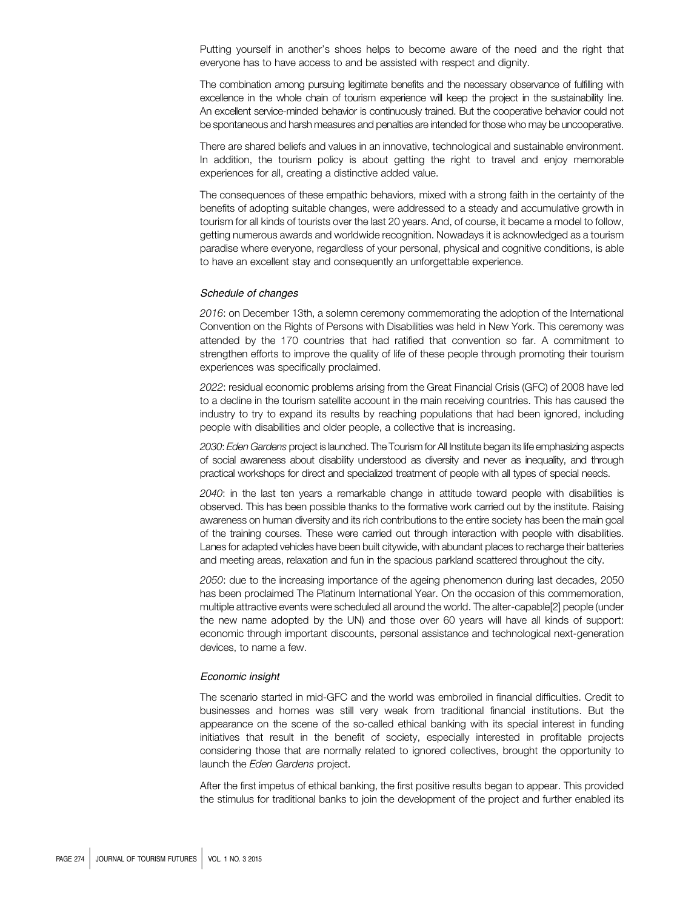Putting yourself in another's shoes helps to become aware of the need and the right that everyone has to have access to and be assisted with respect and dignity.

The combination among pursuing legitimate benefits and the necessary observance of fulfilling with excellence in the whole chain of tourism experience will keep the project in the sustainability line. An excellent service-minded behavior is continuously trained. But the cooperative behavior could not be spontaneous and harsh measures and penalties are intended for those who may be uncooperative.

There are shared beliefs and values in an innovative, technological and sustainable environment. In addition, the tourism policy is about getting the right to travel and enjoy memorable experiences for all, creating a distinctive added value.

The consequences of these empathic behaviors, mixed with a strong faith in the certainty of the benefits of adopting suitable changes, were addressed to a steady and accumulative growth in tourism for all kinds of tourists over the last 20 years. And, of course, it became a model to follow, getting numerous awards and worldwide recognition. Nowadays it is acknowledged as a tourism paradise where everyone, regardless of your personal, physical and cognitive conditions, is able to have an excellent stay and consequently an unforgettable experience.

### *Schedule of changes*

*2016*: on December 13th, a solemn ceremony commemorating the adoption of the International Convention on the Rights of Persons with Disabilities was held in New York. This ceremony was attended by the 170 countries that had ratified that convention so far. A commitment to strengthen efforts to improve the quality of life of these people through promoting their tourism experiences was specifically proclaimed.

*2022*: residual economic problems arising from the Great Financial Crisis (GFC) of 2008 have led to a decline in the tourism satellite account in the main receiving countries. This has caused the industry to try to expand its results by reaching populations that had been ignored, including people with disabilities and older people, a collective that is increasing.

*2030*: *Eden Gardens* project is launched. The Tourism for All Institute began its life emphasizing aspects of social awareness about disability understood as diversity and never as inequality, and through practical workshops for direct and specialized treatment of people with all types of special needs.

*2040*: in the last ten years a remarkable change in attitude toward people with disabilities is observed. This has been possible thanks to the formative work carried out by the institute. Raising awareness on human diversity and its rich contributions to the entire society has been the main goal of the training courses. These were carried out through interaction with people with disabilities. Lanes for adapted vehicles have been built citywide, with abundant places to recharge their batteries and meeting areas, relaxation and fun in the spacious parkland scattered throughout the city.

*2050*: due to the increasing importance of the ageing phenomenon during last decades, 2050 has been proclaimed The Platinum International Year. On the occasion of this commemoration, multiple attractive events were scheduled all around the world. The alter-capable[2] people (under the new name adopted by the UN) and those over 60 years will have all kinds of support: economic through important discounts, personal assistance and technological next-generation devices, to name a few.

### *Economic insight*

The scenario started in mid-GFC and the world was embroiled in financial difficulties. Credit to businesses and homes was still very weak from traditional financial institutions. But the appearance on the scene of the so-called ethical banking with its special interest in funding initiatives that result in the benefit of society, especially interested in profitable projects considering those that are normally related to ignored collectives, brought the opportunity to launch the *Eden Gardens* project.

After the first impetus of ethical banking, the first positive results began to appear. This provided the stimulus for traditional banks to join the development of the project and further enabled its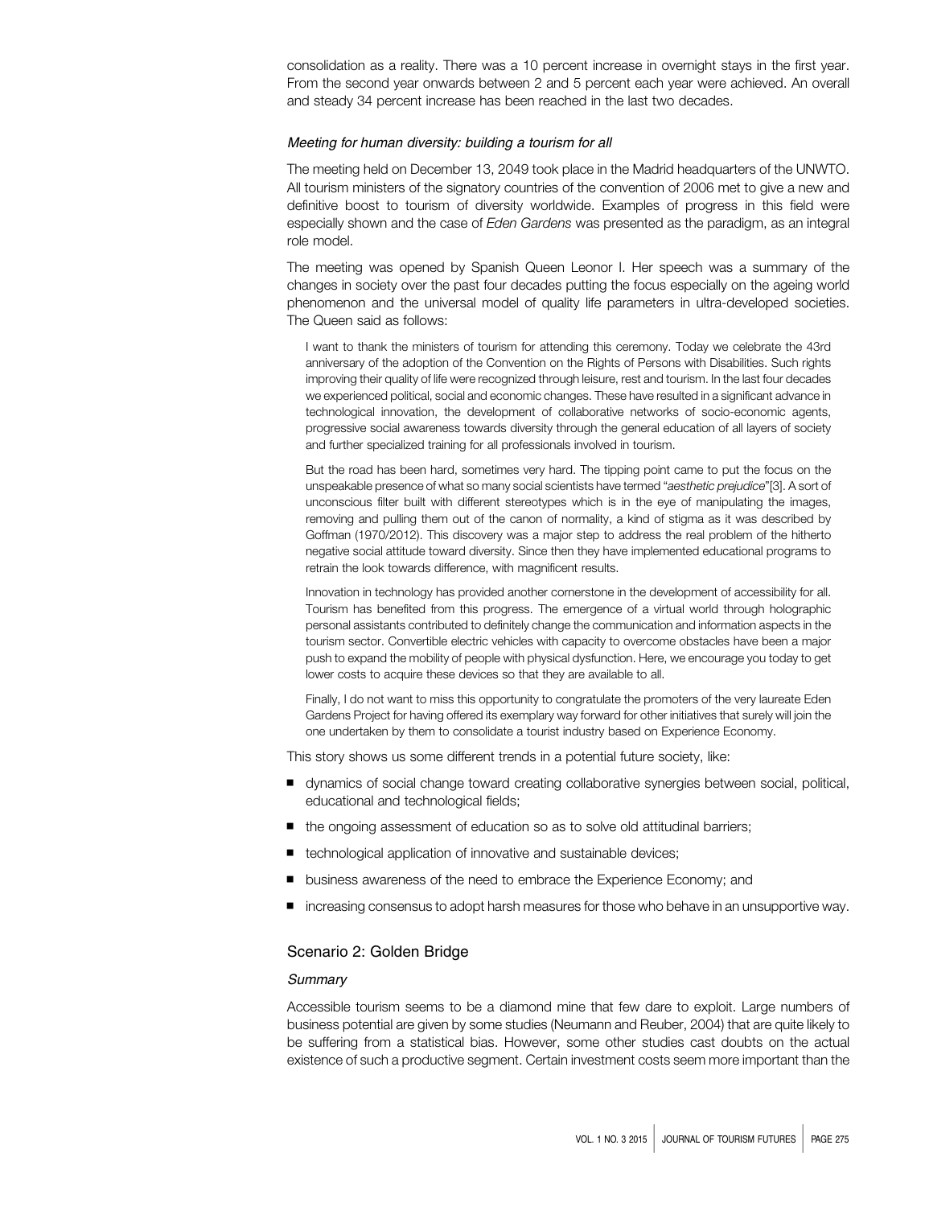consolidation as a reality. There was a 10 percent increase in overnight stays in the first year. From the second year onwards between 2 and 5 percent each year were achieved. An overall and steady 34 percent increase has been reached in the last two decades.

*Meeting for human diversity: building a tourism for all*

The meeting held on December 13, 2049 took place in the Madrid headquarters of the UNWTO. All tourism ministers of the signatory countries of the convention of 2006 met to give a new and definitive boost to tourism of diversity worldwide. Examples of progress in this field were especially shown and the case of *Eden Gardens* was presented as the paradigm, as an integral role model.

The meeting was opened by Spanish Queen Leonor I. Her speech was a summary of the changes in society over the past four decades putting the focus especially on the ageing world phenomenon and the universal model of quality life parameters in ultra-developed societies. The Queen said as follows:

> I want to thank the ministers of tourism for attending this ceremony. Today we celebrate the 43rd anniversary of the adoption of the Convention on the Rights of Persons with Disabilities. Such rights improving their quality of life were recognized through leisure, rest and tourism. In the last four decades we experienced political, social and economic changes. These have resulted in a significant advance in technological innovation, the development of collaborative networks of socio-economic agents, progressive social awareness towards diversity through the general education of all layers of society and further specialized training for all professionals involved in tourism.
>
> But the road has been hard, sometimes very hard. The tipping point came to put the focus on the unspeakable presence of what so many social scientists have termed "*aesthetic prejudice*"[3]. A sort of unconscious filter built with different stereotypes which is in the eye of manipulating the images, removing and pulling them out of the canon of normality, a kind of stigma as it was described by Goffman (1970/2012). This discovery was a major step to address the real problem of the hitherto negative social attitude toward diversity. Since then they have implemented educational programs to retrain the look towards difference, with magnificent results.
>
> Innovation in technology has provided another cornerstone in the development of accessibility for all. Tourism has benefited from this progress. The emergence of a virtual world through holographic personal assistants contributed to definitely change the communication and information aspects in the tourism sector. Convertible electric vehicles with capacity to overcome obstacles have been a major push to expand the mobility of people with physical dysfunction. Here, we encourage you today to get lower costs to acquire these devices so that they are available to all.
>
> Finally, I do not want to miss this opportunity to congratulate the promoters of the very laureate Eden Gardens Project for having offered its exemplary way forward for other initiatives that surely will join the one undertaken by them to consolidate a tourist industry based on Experience Economy.

This story shows us some different trends in a potential future society, like:

- dynamics of social change toward creating collaborative synergies between social, political, educational and technological fields;
- the ongoing assessment of education so as to solve old attitudinal barriers;
- technological application of innovative and sustainable devices;
- business awareness of the need to embrace the Experience Economy; and
- increasing consensus to adopt harsh measures for those who behave in an unsupportive way.

## Scenario 2: Golden Bridge

*Summary*

Accessible tourism seems to be a diamond mine that few dare to exploit. Large numbers of business potential are given by some studies (Neumann and Reuber, 2004) that are quite likely to be suffering from a statistical bias. However, some other studies cast doubts on the actual existence of such a productive segment. Certain investment costs seem more important than the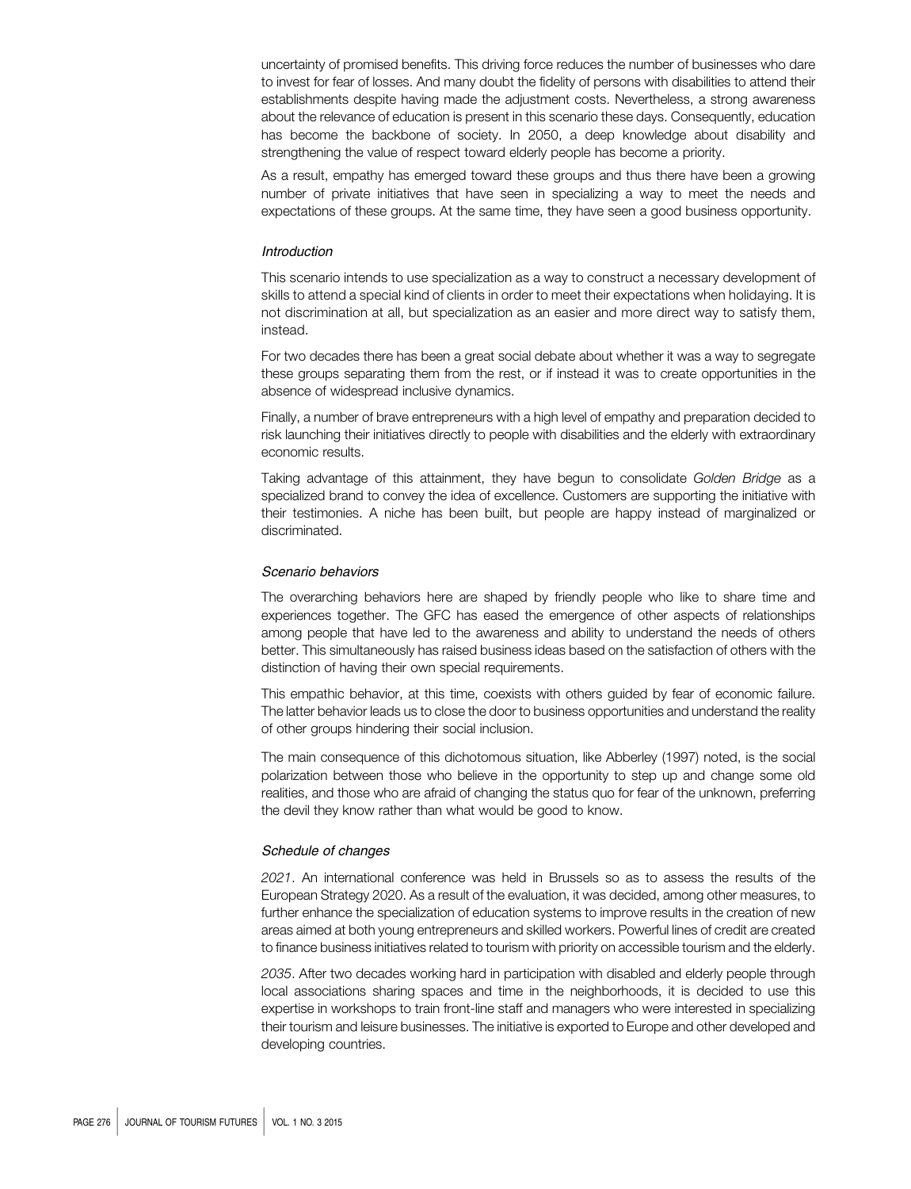uncertainty of promised benefits. This driving force reduces the number of businesses who dare to invest for fear of losses. And many doubt the fidelity of persons with disabilities to attend their establishments despite having made the adjustment costs. Nevertheless, a strong awareness about the relevance of education is present in this scenario these days. Consequently, education has become the backbone of society. In 2050, a deep knowledge about disability and strengthening the value of respect toward elderly people has become a priority.

As a result, empathy has emerged toward these groups and thus there have been a growing number of private initiatives that have seen in specializing a way to meet the needs and expectations of these groups. At the same time, they have seen a good business opportunity.

#### *Introduction*

This scenario intends to use specialization as a way to construct a necessary development of skills to attend a special kind of clients in order to meet their expectations when holidaying. It is not discrimination at all, but specialization as an easier and more direct way to satisfy them, instead.

For two decades there has been a great social debate about whether it was a way to segregate these groups separating them from the rest, or if instead it was to create opportunities in the absence of widespread inclusive dynamics.

Finally, a number of brave entrepreneurs with a high level of empathy and preparation decided to risk launching their initiatives directly to people with disabilities and the elderly with extraordinary economic results.

Taking advantage of this attainment, they have begun to consolidate *Golden Bridge* as a specialized brand to convey the idea of excellence. Customers are supporting the initiative with their testimonies. A niche has been built, but people are happy instead of marginalized or discriminated.

#### *Scenario behaviors*

The overarching behaviors here are shaped by friendly people who like to share time and experiences together. The GFC has eased the emergence of other aspects of relationships among people that have led to the awareness and ability to understand the needs of others better. This simultaneously has raised business ideas based on the satisfaction of others with the distinction of having their own special requirements.

This empathic behavior, at this time, coexists with others guided by fear of economic failure. The latter behavior leads us to close the door to business opportunities and understand the reality of other groups hindering their social inclusion.

The main consequence of this dichotomous situation, like Abberley (1997) noted, is the social polarization between those who believe in the opportunity to step up and change some old realities, and those who are afraid of changing the status quo for fear of the unknown, preferring the devil they know rather than what would be good to know.

#### *Schedule of changes*

*2021*. An international conference was held in Brussels so as to assess the results of the European Strategy 2020. As a result of the evaluation, it was decided, among other measures, to further enhance the specialization of education systems to improve results in the creation of new areas aimed at both young entrepreneurs and skilled workers. Powerful lines of credit are created to finance business initiatives related to tourism with priority on accessible tourism and the elderly.

*2035*. After two decades working hard in participation with disabled and elderly people through local associations sharing spaces and time in the neighborhoods, it is decided to use this expertise in workshops to train front-line staff and managers who were interested in specializing their tourism and leisure businesses. The initiative is exported to Europe and other developed and developing countries.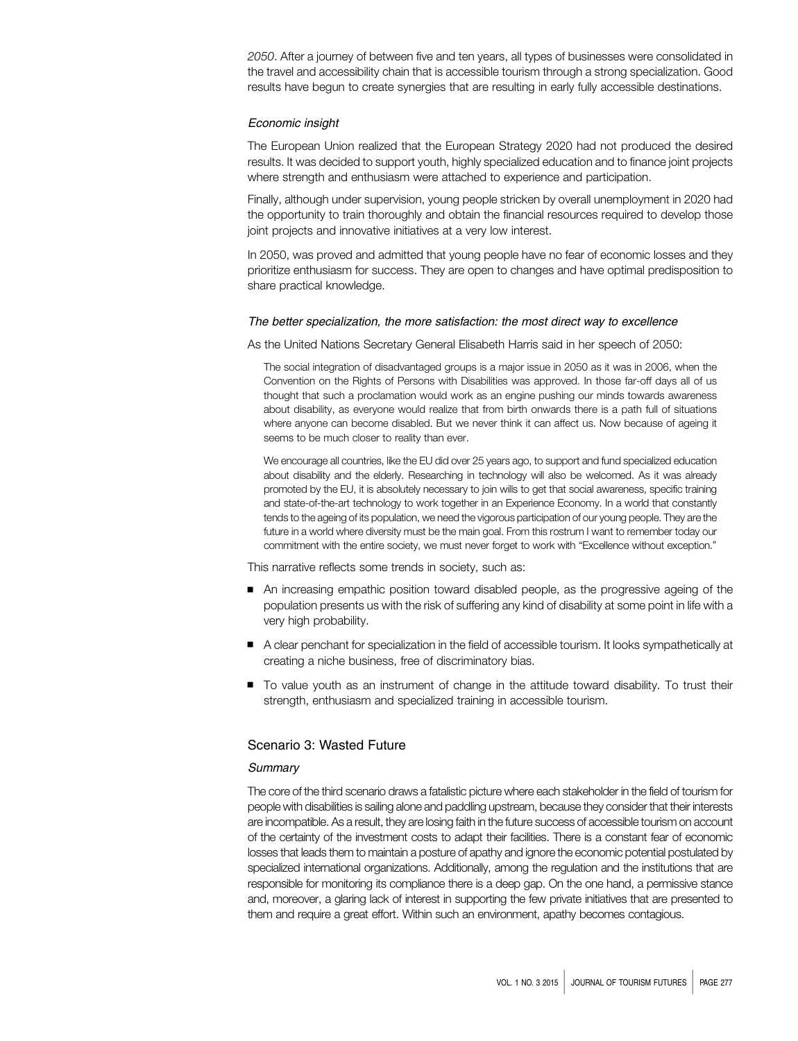*2050*. After a journey of between five and ten years, all types of businesses were consolidated in the travel and accessibility chain that is accessible tourism through a strong specialization. Good results have begun to create synergies that are resulting in early fully accessible destinations.

*Economic insight*

The European Union realized that the European Strategy 2020 had not produced the desired results. It was decided to support youth, highly specialized education and to finance joint projects where strength and enthusiasm were attached to experience and participation.

Finally, although under supervision, young people stricken by overall unemployment in 2020 had the opportunity to train thoroughly and obtain the financial resources required to develop those joint projects and innovative initiatives at a very low interest.

In 2050, was proved and admitted that young people have no fear of economic losses and they prioritize enthusiasm for success. They are open to changes and have optimal predisposition to share practical knowledge.

*The better specialization, the more satisfaction: the most direct way to excellence*

As the United Nations Secretary General Elisabeth Harris said in her speech of 2050:

> The social integration of disadvantaged groups is a major issue in 2050 as it was in 2006, when the Convention on the Rights of Persons with Disabilities was approved. In those far-off days all of us thought that such a proclamation would work as an engine pushing our minds towards awareness about disability, as everyone would realize that from birth onwards there is a path full of situations where anyone can become disabled. But we never think it can affect us. Now because of ageing it seems to be much closer to reality than ever.
>
> We encourage all countries, like the EU did over 25 years ago, to support and fund specialized education about disability and the elderly. Researching in technology will also be welcomed. As it was already promoted by the EU, it is absolutely necessary to join wills to get that social awareness, specific training and state-of-the-art technology to work together in an Experience Economy. In a world that constantly tends to the ageing of its population, we need the vigorous participation of our young people. They are the future in a world where diversity must be the main goal. From this rostrum I want to remember today our commitment with the entire society, we must never forget to work with "Excellence without exception."

This narrative reflects some trends in society, such as:

- An increasing empathic position toward disabled people, as the progressive ageing of the population presents us with the risk of suffering any kind of disability at some point in life with a very high probability.
- A clear penchant for specialization in the field of accessible tourism. It looks sympathetically at creating a niche business, free of discriminatory bias.
- To value youth as an instrument of change in the attitude toward disability. To trust their strength, enthusiasm and specialized training in accessible tourism.

## Scenario 3: Wasted Future

*Summary*

The core of the third scenario draws a fatalistic picture where each stakeholder in the field of tourism for people with disabilities is sailing alone and paddling upstream, because they consider that their interests are incompatible. As a result, they are losing faith in the future success of accessible tourism on account of the certainty of the investment costs to adapt their facilities. There is a constant fear of economic losses that leads them to maintain a posture of apathy and ignore the economic potential postulated by specialized international organizations. Additionally, among the regulation and the institutions that are responsible for monitoring its compliance there is a deep gap. On the one hand, a permissive stance and, moreover, a glaring lack of interest in supporting the few private initiatives that are presented to them and require a great effort. Within such an environment, apathy becomes contagious.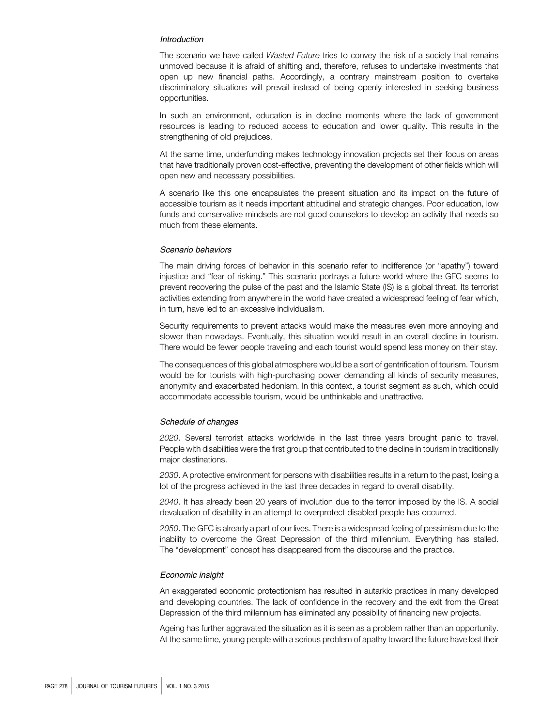### *Introduction*

The scenario we have called *Wasted Future* tries to convey the risk of a society that remains unmoved because it is afraid of shifting and, therefore, refuses to undertake investments that open up new financial paths. Accordingly, a contrary mainstream position to overtake discriminatory situations will prevail instead of being openly interested in seeking business opportunities.

In such an environment, education is in decline moments where the lack of government resources is leading to reduced access to education and lower quality. This results in the strengthening of old prejudices.

At the same time, underfunding makes technology innovation projects set their focus on areas that have traditionally proven cost-effective, preventing the development of other fields which will open new and necessary possibilities.

A scenario like this one encapsulates the present situation and its impact on the future of accessible tourism as it needs important attitudinal and strategic changes. Poor education, low funds and conservative mindsets are not good counselors to develop an activity that needs so much from these elements.

### *Scenario behaviors*

The main driving forces of behavior in this scenario refer to indifference (or "apathy") toward injustice and "fear of risking." This scenario portrays a future world where the GFC seems to prevent recovering the pulse of the past and the Islamic State (IS) is a global threat. Its terrorist activities extending from anywhere in the world have created a widespread feeling of fear which, in turn, have led to an excessive individualism.

Security requirements to prevent attacks would make the measures even more annoying and slower than nowadays. Eventually, this situation would result in an overall decline in tourism. There would be fewer people traveling and each tourist would spend less money on their stay.

The consequences of this global atmosphere would be a sort of gentrification of tourism. Tourism would be for tourists with high-purchasing power demanding all kinds of security measures, anonymity and exacerbated hedonism. In this context, a tourist segment as such, which could accommodate accessible tourism, would be unthinkable and unattractive.

### *Schedule of changes*

*2020*. Several terrorist attacks worldwide in the last three years brought panic to travel. People with disabilities were the first group that contributed to the decline in tourism in traditionally major destinations.

*2030*. A protective environment for persons with disabilities results in a return to the past, losing a lot of the progress achieved in the last three decades in regard to overall disability.

*2040*. It has already been 20 years of involution due to the terror imposed by the IS. A social devaluation of disability in an attempt to overprotect disabled people has occurred.

*2050*. The GFC is already a part of our lives. There is a widespread feeling of pessimism due to the inability to overcome the Great Depression of the third millennium. Everything has stalled. The "development" concept has disappeared from the discourse and the practice.

### *Economic insight*

An exaggerated economic protectionism has resulted in autarkic practices in many developed and developing countries. The lack of confidence in the recovery and the exit from the Great Depression of the third millennium has eliminated any possibility of financing new projects.

Ageing has further aggravated the situation as it is seen as a problem rather than an opportunity. At the same time, young people with a serious problem of apathy toward the future have lost their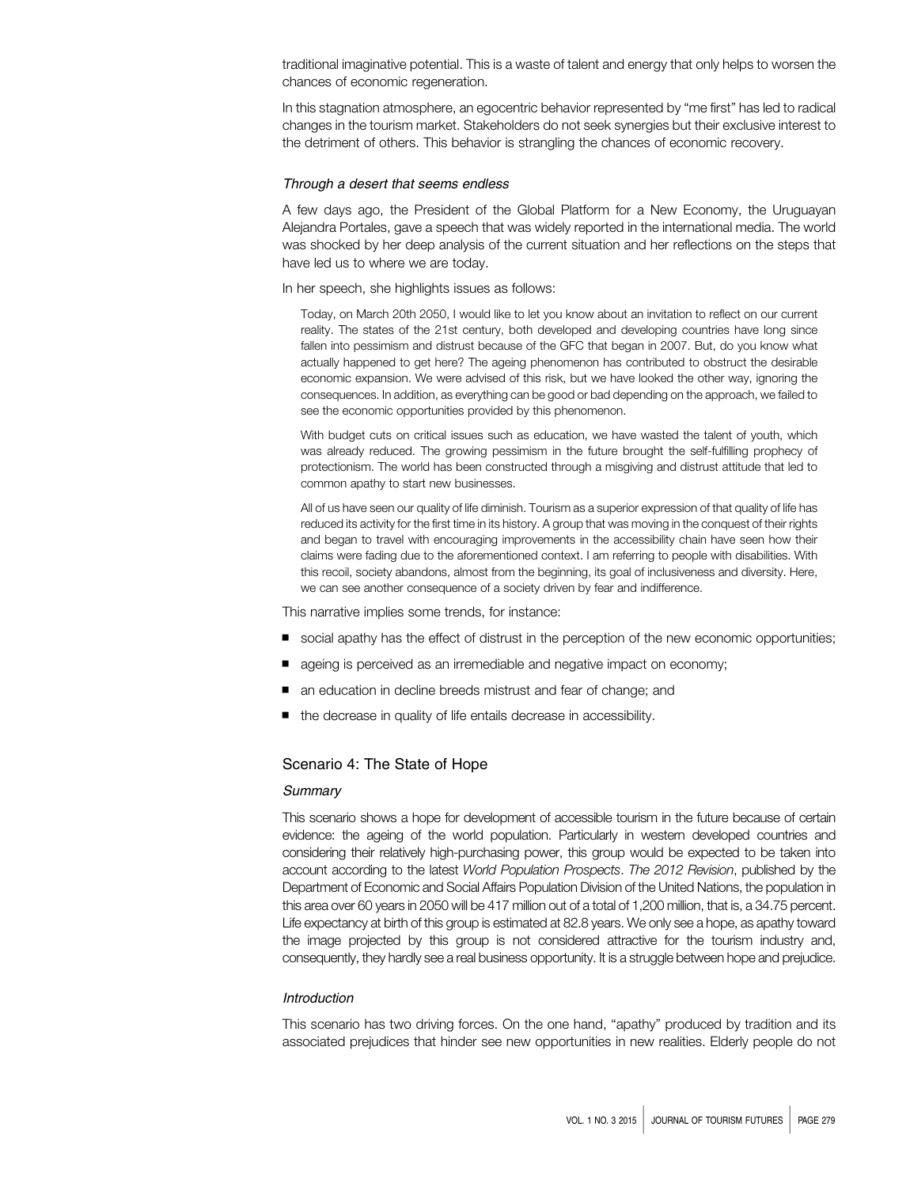traditional imaginative potential. This is a waste of talent and energy that only helps to worsen the chances of economic regeneration.

In this stagnation atmosphere, an egocentric behavior represented by "me first" has led to radical changes in the tourism market. Stakeholders do not seek synergies but their exclusive interest to the detriment of others. This behavior is strangling the chances of economic recovery.

*Through a desert that seems endless*

A few days ago, the President of the Global Platform for a New Economy, the Uruguayan Alejandra Portales, gave a speech that was widely reported in the international media. The world was shocked by her deep analysis of the current situation and her reflections on the steps that have led us to where we are today.

In her speech, she highlights issues as follows:

> Today, on March 20th 2050, I would like to let you know about an invitation to reflect on our current reality. The states of the 21st century, both developed and developing countries have long since fallen into pessimism and distrust because of the GFC that began in 2007. But, do you know what actually happened to get here? The ageing phenomenon has contributed to obstruct the desirable economic expansion. We were advised of this risk, but we have looked the other way, ignoring the consequences. In addition, as everything can be good or bad depending on the approach, we failed to see the economic opportunities provided by this phenomenon.
>
> With budget cuts on critical issues such as education, we have wasted the talent of youth, which was already reduced. The growing pessimism in the future brought the self-fulfilling prophecy of protectionism. The world has been constructed through a misgiving and distrust attitude that led to common apathy to start new businesses.
>
> All of us have seen our quality of life diminish. Tourism as a superior expression of that quality of life has reduced its activity for the first time in its history. A group that was moving in the conquest of their rights and began to travel with encouraging improvements in the accessibility chain have seen how their claims were fading due to the aforementioned context. I am referring to people with disabilities. With this recoil, society abandons, almost from the beginning, its goal of inclusiveness and diversity. Here, we can see another consequence of a society driven by fear and indifference.

This narrative implies some trends, for instance:

- social apathy has the effect of distrust in the perception of the new economic opportunities;
- ageing is perceived as an irremediable and negative impact on economy;
- an education in decline breeds mistrust and fear of change; and
- the decrease in quality of life entails decrease in accessibility.

## Scenario 4: The State of Hope

*Summary*

This scenario shows a hope for development of accessible tourism in the future because of certain evidence: the ageing of the world population. Particularly in western developed countries and considering their relatively high-purchasing power, this group would be expected to be taken into account according to the latest *World Population Prospects*. *The 2012 Revision*, published by the Department of Economic and Social Affairs Population Division of the United Nations, the population in this area over 60 years in 2050 will be 417 million out of a total of 1,200 million, that is, a 34.75 percent. Life expectancy at birth of this group is estimated at 82.8 years. We only see a hope, as apathy toward the image projected by this group is not considered attractive for the tourism industry and, consequently, they hardly see a real business opportunity. It is a struggle between hope and prejudice.

*Introduction*

This scenario has two driving forces. On the one hand, "apathy" produced by tradition and its associated prejudices that hinder see new opportunities in new realities. Elderly people do not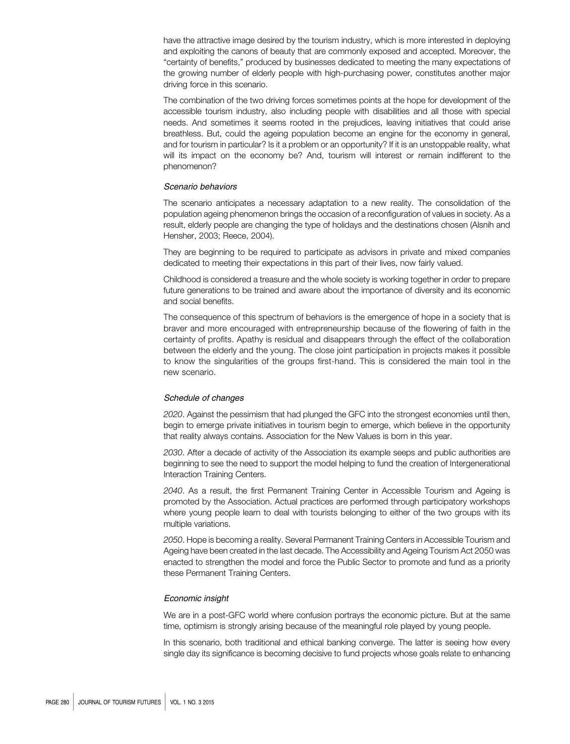have the attractive image desired by the tourism industry, which is more interested in deploying and exploiting the canons of beauty that are commonly exposed and accepted. Moreover, the "certainty of benefits," produced by businesses dedicated to meeting the many expectations of the growing number of elderly people with high-purchasing power, constitutes another major driving force in this scenario.

The combination of the two driving forces sometimes points at the hope for development of the accessible tourism industry, also including people with disabilities and all those with special needs. And sometimes it seems rooted in the prejudices, leaving initiatives that could arise breathless. But, could the ageing population become an engine for the economy in general, and for tourism in particular? Is it a problem or an opportunity? If it is an unstoppable reality, what will its impact on the economy be? And, tourism will interest or remain indifferent to the phenomenon?

*Scenario behaviors*

The scenario anticipates a necessary adaptation to a new reality. The consolidation of the population ageing phenomenon brings the occasion of a reconfiguration of values in society. As a result, elderly people are changing the type of holidays and the destinations chosen (Alsnih and Hensher, 2003; Reece, 2004).

They are beginning to be required to participate as advisors in private and mixed companies dedicated to meeting their expectations in this part of their lives, now fairly valued.

Childhood is considered a treasure and the whole society is working together in order to prepare future generations to be trained and aware about the importance of diversity and its economic and social benefits.

The consequence of this spectrum of behaviors is the emergence of hope in a society that is braver and more encouraged with entrepreneurship because of the flowering of faith in the certainty of profits. Apathy is residual and disappears through the effect of the collaboration between the elderly and the young. The close joint participation in projects makes it possible to know the singularities of the groups first-hand. This is considered the main tool in the new scenario.

*Schedule of changes*

*2020*. Against the pessimism that had plunged the GFC into the strongest economies until then, begin to emerge private initiatives in tourism begin to emerge, which believe in the opportunity that reality always contains. Association for the New Values is born in this year.

*2030*. After a decade of activity of the Association its example seeps and public authorities are beginning to see the need to support the model helping to fund the creation of Intergenerational Interaction Training Centers.

*2040*. As a result, the first Permanent Training Center in Accessible Tourism and Ageing is promoted by the Association. Actual practices are performed through participatory workshops where young people learn to deal with tourists belonging to either of the two groups with its multiple variations.

*2050*. Hope is becoming a reality. Several Permanent Training Centers in Accessible Tourism and Ageing have been created in the last decade. The Accessibility and Ageing Tourism Act 2050 was enacted to strengthen the model and force the Public Sector to promote and fund as a priority these Permanent Training Centers.

*Economic insight*

We are in a post-GFC world where confusion portrays the economic picture. But at the same time, optimism is strongly arising because of the meaningful role played by young people.

In this scenario, both traditional and ethical banking converge. The latter is seeing how every single day its significance is becoming decisive to fund projects whose goals relate to enhancing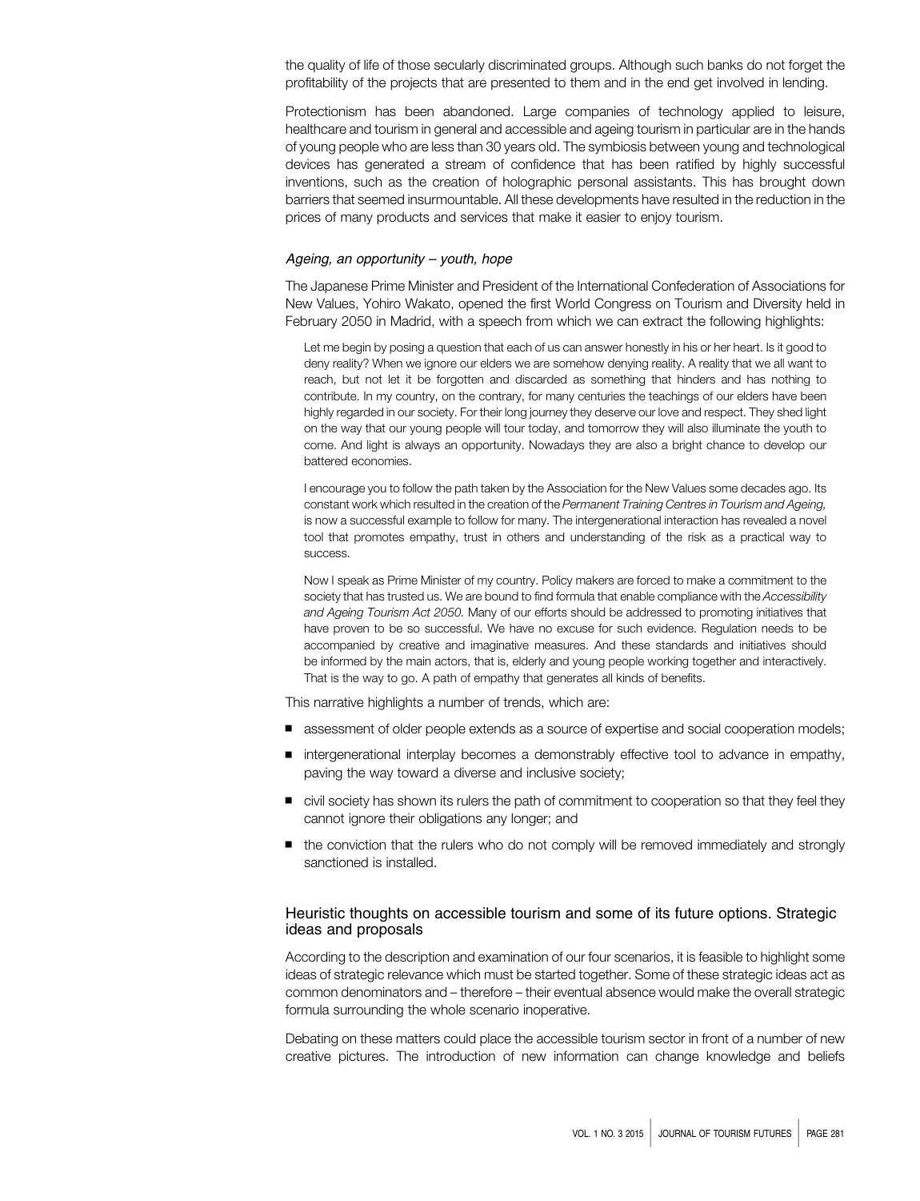the quality of life of those secularly discriminated groups. Although such banks do not forget the profitability of the projects that are presented to them and in the end get involved in lending.

Protectionism has been abandoned. Large companies of technology applied to leisure, healthcare and tourism in general and accessible and ageing tourism in particular are in the hands of young people who are less than 30 years old. The symbiosis between young and technological devices has generated a stream of confidence that has been ratified by highly successful inventions, such as the creation of holographic personal assistants. This has brought down barriers that seemed insurmountable. All these developments have resulted in the reduction in the prices of many products and services that make it easier to enjoy tourism.

### *Ageing, an opportunity – youth, hope*

The Japanese Prime Minister and President of the International Confederation of Associations for New Values, Yohiro Wakato, opened the first World Congress on Tourism and Diversity held in February 2050 in Madrid, with a speech from which we can extract the following highlights:

> Let me begin by posing a question that each of us can answer honestly in his or her heart. Is it good to deny reality? When we ignore our elders we are somehow denying reality. A reality that we all want to reach, but not let it be forgotten and discarded as something that hinders and has nothing to contribute. In my country, on the contrary, for many centuries the teachings of our elders have been highly regarded in our society. For their long journey they deserve our love and respect. They shed light on the way that our young people will tour today, and tomorrow they will also illuminate the youth to come. And light is always an opportunity. Nowadays they are also a bright chance to develop our battered economies.
>
> I encourage you to follow the path taken by the Association for the New Values some decades ago. Its constant work which resulted in the creation of the *Permanent Training Centres in Tourism and Ageing,* is now a successful example to follow for many. The intergenerational interaction has revealed a novel tool that promotes empathy, trust in others and understanding of the risk as a practical way to success.
>
> Now I speak as Prime Minister of my country. Policy makers are forced to make a commitment to the society that has trusted us. We are bound to find formula that enable compliance with the *Accessibility and Ageing Tourism Act 2050.* Many of our efforts should be addressed to promoting initiatives that have proven to be so successful. We have no excuse for such evidence. Regulation needs to be accompanied by creative and imaginative measures. And these standards and initiatives should be informed by the main actors, that is, elderly and young people working together and interactively. That is the way to go. A path of empathy that generates all kinds of benefits.

This narrative highlights a number of trends, which are:

- assessment of older people extends as a source of expertise and social cooperation models;
- intergenerational interplay becomes a demonstrably effective tool to advance in empathy, paving the way toward a diverse and inclusive society;
- civil society has shown its rulers the path of commitment to cooperation so that they feel they cannot ignore their obligations any longer; and
- the conviction that the rulers who do not comply will be removed immediately and strongly sanctioned is installed.

## Heuristic thoughts on accessible tourism and some of its future options. Strategic ideas and proposals

According to the description and examination of our four scenarios, it is feasible to highlight some ideas of strategic relevance which must be started together. Some of these strategic ideas act as common denominators and – therefore – their eventual absence would make the overall strategic formula surrounding the whole scenario inoperative.

Debating on these matters could place the accessible tourism sector in front of a number of new creative pictures. The introduction of new information can change knowledge and beliefs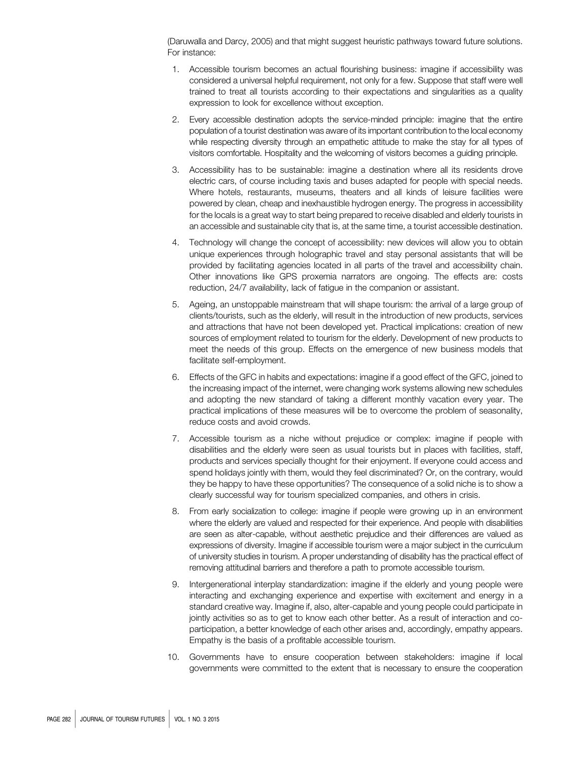(Daruwalla and Darcy, 2005) and that might suggest heuristic pathways toward future solutions. For instance:

1. Accessible tourism becomes an actual flourishing business: imagine if accessibility was considered a universal helpful requirement, not only for a few. Suppose that staff were well trained to treat all tourists according to their expectations and singularities as a quality expression to look for excellence without exception.
2. Every accessible destination adopts the service-minded principle: imagine that the entire population of a tourist destination was aware of its important contribution to the local economy while respecting diversity through an empathetic attitude to make the stay for all types of visitors comfortable. Hospitality and the welcoming of visitors becomes a guiding principle.
3. Accessibility has to be sustainable: imagine a destination where all its residents drove electric cars, of course including taxis and buses adapted for people with special needs. Where hotels, restaurants, museums, theaters and all kinds of leisure facilities were powered by clean, cheap and inexhaustible hydrogen energy. The progress in accessibility for the locals is a great way to start being prepared to receive disabled and elderly tourists in an accessible and sustainable city that is, at the same time, a tourist accessible destination.
4. Technology will change the concept of accessibility: new devices will allow you to obtain unique experiences through holographic travel and stay personal assistants that will be provided by facilitating agencies located in all parts of the travel and accessibility chain. Other innovations like GPS proxemia narrators are ongoing. The effects are: costs reduction, 24/7 availability, lack of fatigue in the companion or assistant.
5. Ageing, an unstoppable mainstream that will shape tourism: the arrival of a large group of clients/tourists, such as the elderly, will result in the introduction of new products, services and attractions that have not been developed yet. Practical implications: creation of new sources of employment related to tourism for the elderly. Development of new products to meet the needs of this group. Effects on the emergence of new business models that facilitate self-employment.
6. Effects of the GFC in habits and expectations: imagine if a good effect of the GFC, joined to the increasing impact of the internet, were changing work systems allowing new schedules and adopting the new standard of taking a different monthly vacation every year. The practical implications of these measures will be to overcome the problem of seasonality, reduce costs and avoid crowds.
7. Accessible tourism as a niche without prejudice or complex: imagine if people with disabilities and the elderly were seen as usual tourists but in places with facilities, staff, products and services specially thought for their enjoyment. If everyone could access and spend holidays jointly with them, would they feel discriminated? Or, on the contrary, would they be happy to have these opportunities? The consequence of a solid niche is to show a clearly successful way for tourism specialized companies, and others in crisis.
8. From early socialization to college: imagine if people were growing up in an environment where the elderly are valued and respected for their experience. And people with disabilities are seen as alter-capable, without aesthetic prejudice and their differences are valued as expressions of diversity. Imagine if accessible tourism were a major subject in the curriculum of university studies in tourism. A proper understanding of disability has the practical effect of removing attitudinal barriers and therefore a path to promote accessible tourism.
9. Intergenerational interplay standardization: imagine if the elderly and young people were interacting and exchanging experience and expertise with excitement and energy in a standard creative way. Imagine if, also, alter-capable and young people could participate in jointly activities so as to get to know each other better. As a result of interaction and co-participation, a better knowledge of each other arises and, accordingly, empathy appears. Empathy is the basis of a profitable accessible tourism.
10. Governments have to ensure cooperation between stakeholders: imagine if local governments were committed to the extent that is necessary to ensure the cooperation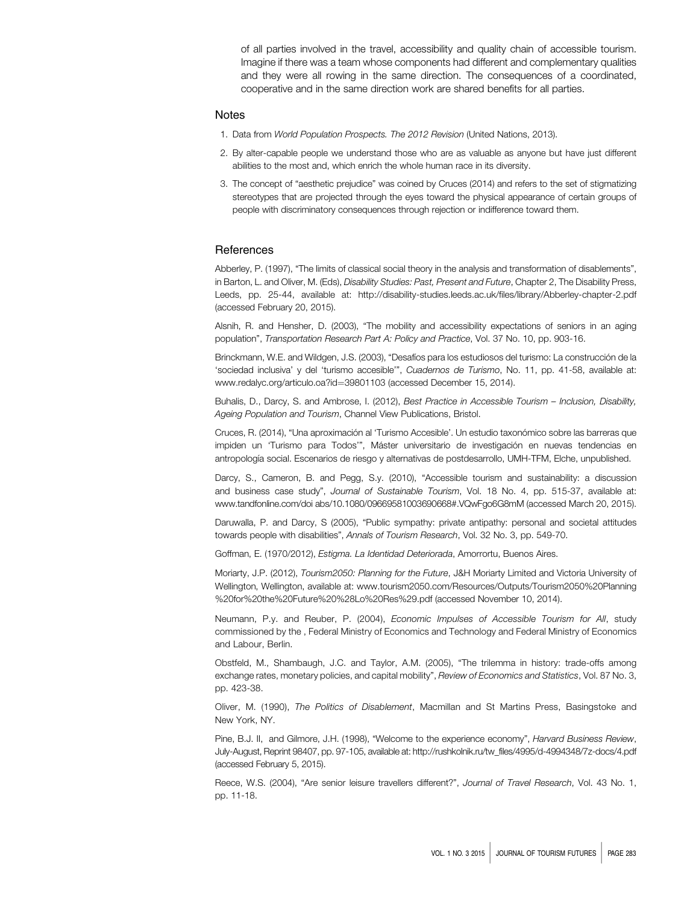of all parties involved in the travel, accessibility and quality chain of accessible tourism. Imagine if there was a team whose components had different and complementary qualities and they were all rowing in the same direction. The consequences of a coordinated, cooperative and in the same direction work are shared benefits for all parties.

## Notes

1. Data from *World Population Prospects. The 2012 Revision* (United Nations, 2013).
2. By alter-capable people we understand those who are as valuable as anyone but have just different abilities to the most and, which enrich the whole human race in its diversity.
3. The concept of "aesthetic prejudice" was coined by Cruces (2014) and refers to the set of stigmatizing stereotypes that are projected through the eyes toward the physical appearance of certain groups of people with discriminatory consequences through rejection or indifference toward them.

## References

Abberley, P. (1997), "The limits of classical social theory in the analysis and transformation of disablements", in Barton, L. and Oliver, M. (Eds), *Disability Studies: Past, Present and Future*, Chapter 2, The Disability Press, Leeds, pp. 25-44, available at: http://disability-studies.leeds.ac.uk/files/library/Abberley-chapter-2.pdf (accessed February 20, 2015).

Alsnih, R. and Hensher, D. (2003), "The mobility and accessibility expectations of seniors in an aging population", *Transportation Research Part A: Policy and Practice*, Vol. 37 No. 10, pp. 903-16.

Brinckmann, W.E. and Wildgen, J.S. (2003), "Desafíos para los estudiosos del turismo: La construcción de la 'sociedad inclusiva' y del 'turismo accesible'", *Cuadernos de Turismo*, No. 11, pp. 41-58, available at: www.redalyc.org/articulo.oa?id=39801103 (accessed December 15, 2014).

Buhalis, D., Darcy, S. and Ambrose, I. (2012), *Best Practice in Accessible Tourism – Inclusion, Disability, Ageing Population and Tourism*, Channel View Publications, Bristol.

Cruces, R. (2014), "Una aproximación al 'Turismo Accesible'. Un estudio taxonómico sobre las barreras que impiden un 'Turismo para Todos'", Máster universitario de investigación en nuevas tendencias en antropología social. Escenarios de riesgo y alternativas de postdesarrollo, UMH-TFM, Elche, unpublished.

Darcy, S., Cameron, B. and Pegg, S.y. (2010), "Accessible tourism and sustainability: a discussion and business case study", *Journal of Sustainable Tourism*, Vol. 18 No. 4, pp. 515-37, available at: www.tandfonline.com/doi abs/10.1080/09669581003690668#.VQwFgo6G8mM (accessed March 20, 2015).

Daruwalla, P. and Darcy, S (2005), "Public sympathy: private antipathy: personal and societal attitudes towards people with disabilities", *Annals of Tourism Research*, Vol. 32 No. 3, pp. 549-70.

Goffman, E. (1970/2012), *Estigma. La Identidad Deteriorada*, Amorrortu, Buenos Aires.

Moriarty, J.P. (2012), *Tourism2050: Planning for the Future*, J&H Moriarty Limited and Victoria University of Wellington, Wellington, available at: www.tourism2050.com/Resources/Outputs/Tourism2050%20Planning%20for%20the%20Future%20%28Lo%20Res%29.pdf (accessed November 10, 2014).

Neumann, P.y. and Reuber, P. (2004), *Economic Impulses of Accessible Tourism for All*, study commissioned by the , Federal Ministry of Economics and Technology and Federal Ministry of Economics and Labour, Berlin.

Obstfeld, M., Shambaugh, J.C. and Taylor, A.M. (2005), "The trilemma in history: trade-offs among exchange rates, monetary policies, and capital mobility", *Review of Economics and Statistics*, Vol. 87 No. 3, pp. 423-38.

Oliver, M. (1990), *The Politics of Disablement*, Macmillan and St Martins Press, Basingstoke and New York, NY.

Pine, B.J. II, and Gilmore, J.H. (1998), "Welcome to the experience economy", *Harvard Business Review*, July-August, Reprint 98407, pp. 97-105, available at: http://rushkolnik.ru/tw_files/4995/d-4994348/7z-docs/4.pdf (accessed February 5, 2015).

Reece, W.S. (2004), "Are senior leisure travellers different?", *Journal of Travel Research*, Vol. 43 No. 1, pp. 11-18.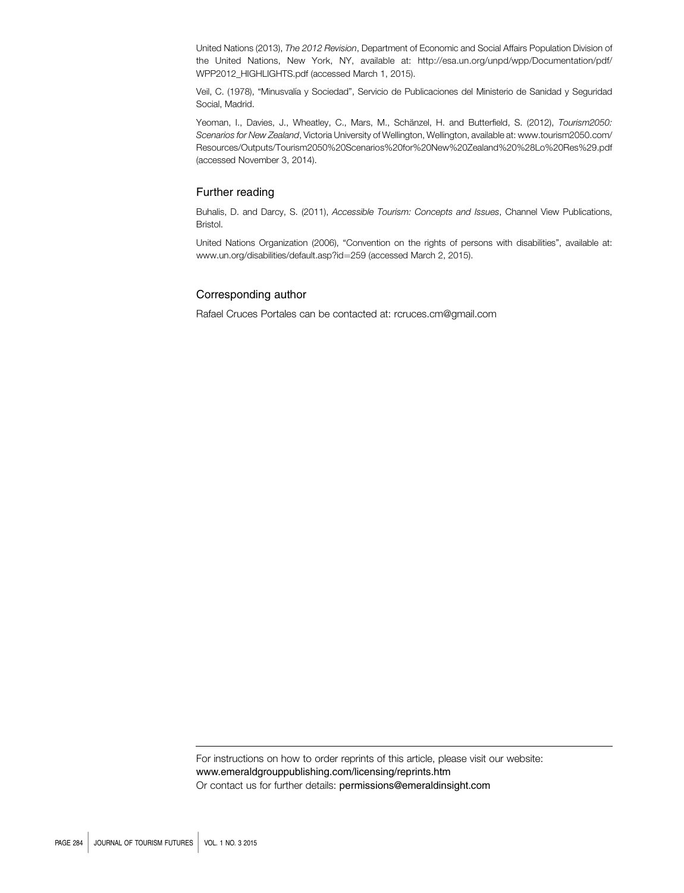United Nations (2013), *The 2012 Revision*, Department of Economic and Social Affairs Population Division of the United Nations, New York, NY, available at: http://esa.un.org/unpd/wpp/Documentation/pdf/WPP2012_HIGHLIGHTS.pdf (accessed March 1, 2015).

Veil, C. (1978), "Minusvalía y Sociedad", Servicio de Publicaciones del Ministerio de Sanidad y Seguridad Social, Madrid.

Yeoman, I., Davies, J., Wheatley, C., Mars, M., Schänzel, H. and Butterfield, S. (2012), *Tourism2050: Scenarios for New Zealand*, Victoria University of Wellington, Wellington, available at: www.tourism2050.com/Resources/Outputs/Tourism2050%20Scenarios%20for%20New%20Zealand%20%28Lo%20Res%29.pdf (accessed November 3, 2014).

## Further reading

Buhalis, D. and Darcy, S. (2011), *Accessible Tourism: Concepts and Issues*, Channel View Publications, Bristol.

United Nations Organization (2006), "Convention on the rights of persons with disabilities", available at: www.un.org/disabilities/default.asp?id=259 (accessed March 2, 2015).

## Corresponding author

Rafael Cruces Portales can be contacted at: rcruces.cm@gmail.com

For instructions on how to order reprints of this article, please visit our website:
www.emeraldgrouppublishing.com/licensing/reprints.htm
Or contact us for further details: permissions@emeraldinsight.com